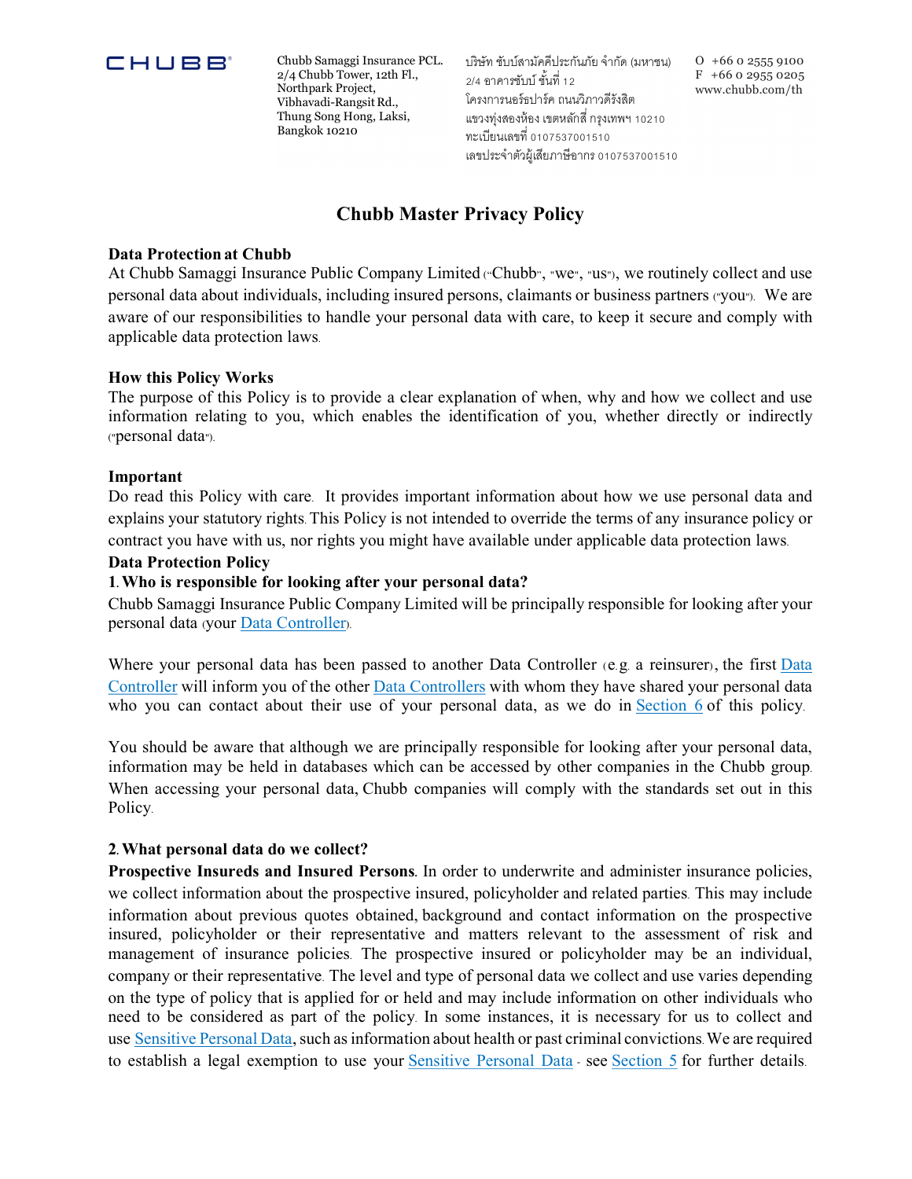CHUBB®

Chubb Samaggi Insurance PCL.
2/4 Chubb Tower, 12th Fl.,
Northpark Project,
Vibhavadi-Rangsit Rd.,
Thung Song Hong, Laksi,
Bangkok 10210

บริษัท ชับบ์สามัคคีประกันภัย จำกัด (มหาชน)
2/4 อาคารชับบ์ ชั้นที่ 12
โครงการนอร์ธปาร์ค ถนนวิภาวดีรังสิต
แขวงทุ่งสองห้อง เขตหลักสี่ กรุงเทพฯ 10210
ทะเบียนเลขที่ 0107537001510
เลขประจำตัวผู้เสียภาษีอากร 0107537001510

O +66 0 2555 9100
F +66 0 2955 0205
www.chubb.com/th

# Chubb Master Privacy Policy

**Data Protection at Chubb**

At Chubb Samaggi Insurance Public Company Limited ("Chubb", "we", "us"), we routinely collect and use personal data about individuals, including insured persons, claimants or business partners ("you"). We are aware of our responsibilities to handle your personal data with care, to keep it secure and comply with applicable data protection laws.

**How this Policy Works**

The purpose of this Policy is to provide a clear explanation of when, why and how we collect and use information relating to you, which enables the identification of you, whether directly or indirectly ("personal data").

**Important**

Do read this Policy with care. It provides important information about how we use personal data and explains your statutory rights. This Policy is not intended to override the terms of any insurance policy or contract you have with us, nor rights you might have available under applicable data protection laws.

**Data Protection Policy**

**1. Who is responsible for looking after your personal data?**

Chubb Samaggi Insurance Public Company Limited will be principally responsible for looking after your personal data (your Data Controller).

Where your personal data has been passed to another Data Controller (e.g. a reinsurer), the first Data Controller will inform you of the other Data Controllers with whom they have shared your personal data who you can contact about their use of your personal data, as we do in Section 6 of this policy.

You should be aware that although we are principally responsible for looking after your personal data, information may be held in databases which can be accessed by other companies in the Chubb group. When accessing your personal data, Chubb companies will comply with the standards set out in this Policy.

**2. What personal data do we collect?**

**Prospective Insureds and Insured Persons.** In order to underwrite and administer insurance policies, we collect information about the prospective insured, policyholder and related parties. This may include information about previous quotes obtained, background and contact information on the prospective insured, policyholder or their representative and matters relevant to the assessment of risk and management of insurance policies. The prospective insured or policyholder may be an individual, company or their representative. The level and type of personal data we collect and use varies depending on the type of policy that is applied for or held and may include information on other individuals who need to be considered as part of the policy. In some instances, it is necessary for us to collect and use Sensitive Personal Data, such as information about health or past criminal convictions. We are required to establish a legal exemption to use your Sensitive Personal Data - see Section 5 for further details.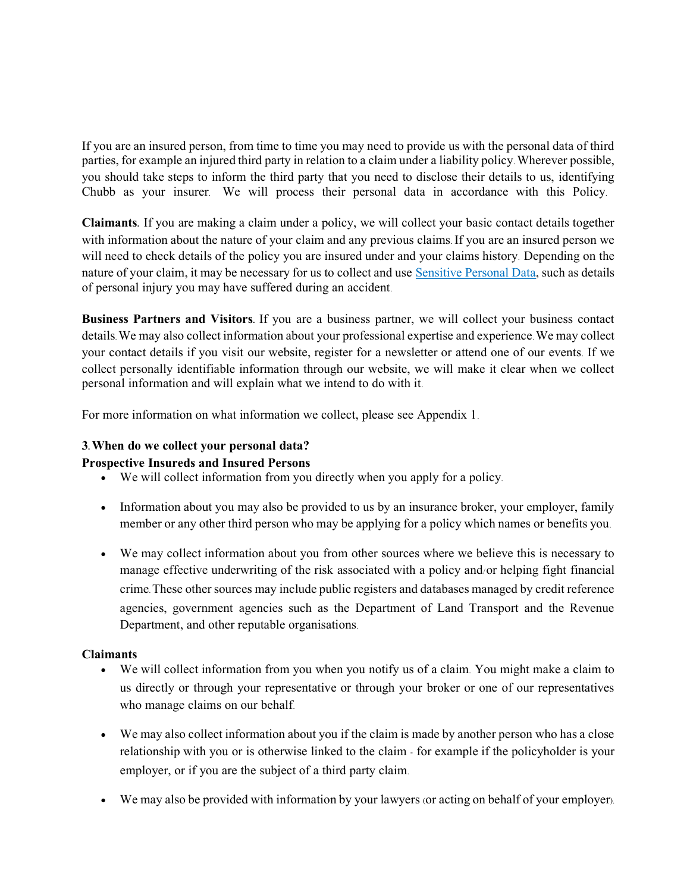If you are an insured person, from time to time you may need to provide us with the personal data of third parties, for example an injured third party in relation to a claim under a liability policy. Wherever possible, you should take steps to inform the third party that you need to disclose their details to us, identifying Chubb as your insurer. We will process their personal data in accordance with this Policy.

**Claimants**. If you are making a claim under a policy, we will collect your basic contact details together with information about the nature of your claim and any previous claims. If you are an insured person we will need to check details of the policy you are insured under and your claims history. Depending on the nature of your claim, it may be necessary for us to collect and use Sensitive Personal Data, such as details of personal injury you may have suffered during an accident.

**Business Partners and Visitors**. If you are a business partner, we will collect your business contact details. We may also collect information about your professional expertise and experience. We may collect your contact details if you visit our website, register for a newsletter or attend one of our events. If we collect personally identifiable information through our website, we will make it clear when we collect personal information and will explain what we intend to do with it.

For more information on what information we collect, please see Appendix 1.

### 3. When do we collect your personal data?

**Prospective Insureds and Insured Persons**

- We will collect information from you directly when you apply for a policy.
- Information about you may also be provided to us by an insurance broker, your employer, family member or any other third person who may be applying for a policy which names or benefits you.
- We may collect information about you from other sources where we believe this is necessary to manage effective underwriting of the risk associated with a policy and/or helping fight financial crime. These other sources may include public registers and databases managed by credit reference agencies, government agencies such as the Department of Land Transport and the Revenue Department, and other reputable organisations.

**Claimants**

- We will collect information from you when you notify us of a claim. You might make a claim to us directly or through your representative or through your broker or one of our representatives who manage claims on our behalf.
- We may also collect information about you if the claim is made by another person who has a close relationship with you or is otherwise linked to the claim - for example if the policyholder is your employer, or if you are the subject of a third party claim.
- We may also be provided with information by your lawyers (or acting on behalf of your employer).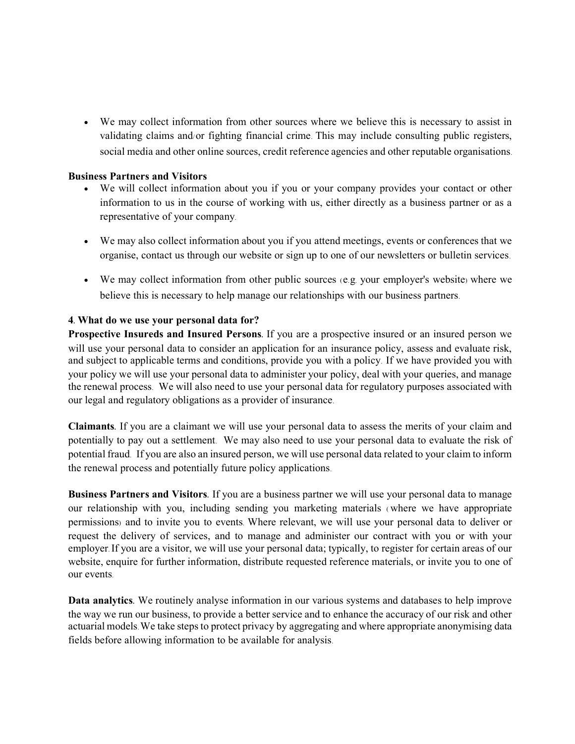- We may collect information from other sources where we believe this is necessary to assist in validating claims and/or fighting financial crime. This may include consulting public registers, social media and other online sources, credit reference agencies and other reputable organisations.

**Business Partners and Visitors**

- We will collect information about you if you or your company provides your contact or other information to us in the course of working with us, either directly as a business partner or as a representative of your company.
- We may also collect information about you if you attend meetings, events or conferences that we organise, contact us through our website or sign up to one of our newsletters or bulletin services.
- We may collect information from other public sources (e.g. your employer's website) where we believe this is necessary to help manage our relationships with our business partners.

## 4. What do we use your personal data for?

**Prospective Insureds and Insured Persons**. If you are a prospective insured or an insured person we will use your personal data to consider an application for an insurance policy, assess and evaluate risk, and subject to applicable terms and conditions, provide you with a policy. If we have provided you with your policy we will use your personal data to administer your policy, deal with your queries, and manage the renewal process. We will also need to use your personal data for regulatory purposes associated with our legal and regulatory obligations as a provider of insurance.

**Claimants**. If you are a claimant we will use your personal data to assess the merits of your claim and potentially to pay out a settlement. We may also need to use your personal data to evaluate the risk of potential fraud. If you are also an insured person, we will use personal data related to your claim to inform the renewal process and potentially future policy applications.

**Business Partners and Visitors**. If you are a business partner we will use your personal data to manage our relationship with you, including sending you marketing materials (where we have appropriate permissions) and to invite you to events. Where relevant, we will use your personal data to deliver or request the delivery of services, and to manage and administer our contract with you or with your employer. If you are a visitor, we will use your personal data; typically, to register for certain areas of our website, enquire for further information, distribute requested reference materials, or invite you to one of our events.

**Data analytics**. We routinely analyse information in our various systems and databases to help improve the way we run our business, to provide a better service and to enhance the accuracy of our risk and other actuarial models. We take steps to protect privacy by aggregating and where appropriate anonymising data fields before allowing information to be available for analysis.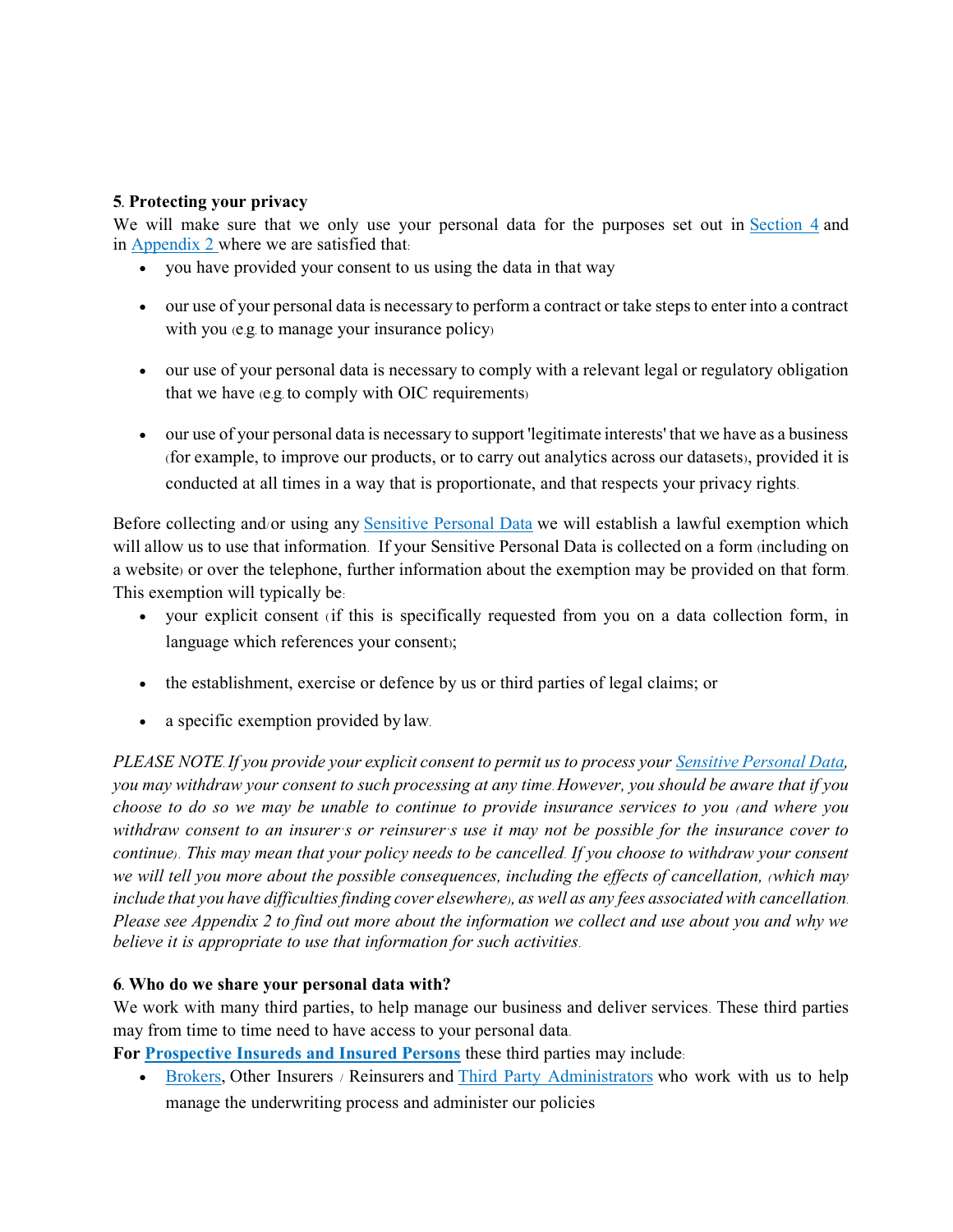**5. Protecting your privacy**

We will make sure that we only use your personal data for the purposes set out in Section 4 and in Appendix 2 where we are satisfied that:

- you have provided your consent to us using the data in that way
- our use of your personal data is necessary to perform a contract or take steps to enter into a contract with you (e.g. to manage your insurance policy)
- our use of your personal data is necessary to comply with a relevant legal or regulatory obligation that we have (e.g. to comply with OIC requirements)
- our use of your personal data is necessary to support 'legitimate interests' that we have as a business (for example, to improve our products, or to carry out analytics across our datasets), provided it is conducted at all times in a way that is proportionate, and that respects your privacy rights.

Before collecting and/or using any Sensitive Personal Data we will establish a lawful exemption which will allow us to use that information. If your Sensitive Personal Data is collected on a form (including on a website) or over the telephone, further information about the exemption may be provided on that form. This exemption will typically be:

- your explicit consent (if this is specifically requested from you on a data collection form, in language which references your consent);
- the establishment, exercise or defence by us or third parties of legal claims; or
- a specific exemption provided by law.

*PLEASE NOTE. If you provide your explicit consent to permit us to process your Sensitive Personal Data, you may withdraw your consent to such processing at any time. However, you should be aware that if you choose to do so we may be unable to continue to provide insurance services to you (and where you withdraw consent to an insurer's or reinsurer's use it may not be possible for the insurance cover to continue). This may mean that your policy needs to be cancelled. If you choose to withdraw your consent we will tell you more about the possible consequences, including the effects of cancellation, (which may include that you have difficulties finding cover elsewhere), as well as any fees associated with cancellation. Please see Appendix 2 to find out more about the information we collect and use about you and why we believe it is appropriate to use that information for such activities.*

**6. Who do we share your personal data with?**

We work with many third parties, to help manage our business and deliver services. These third parties may from time to time need to have access to your personal data.

**For Prospective Insureds and Insured Persons** these third parties may include:

- Brokers, Other Insurers / Reinsurers and Third Party Administrators who work with us to help manage the underwriting process and administer our policies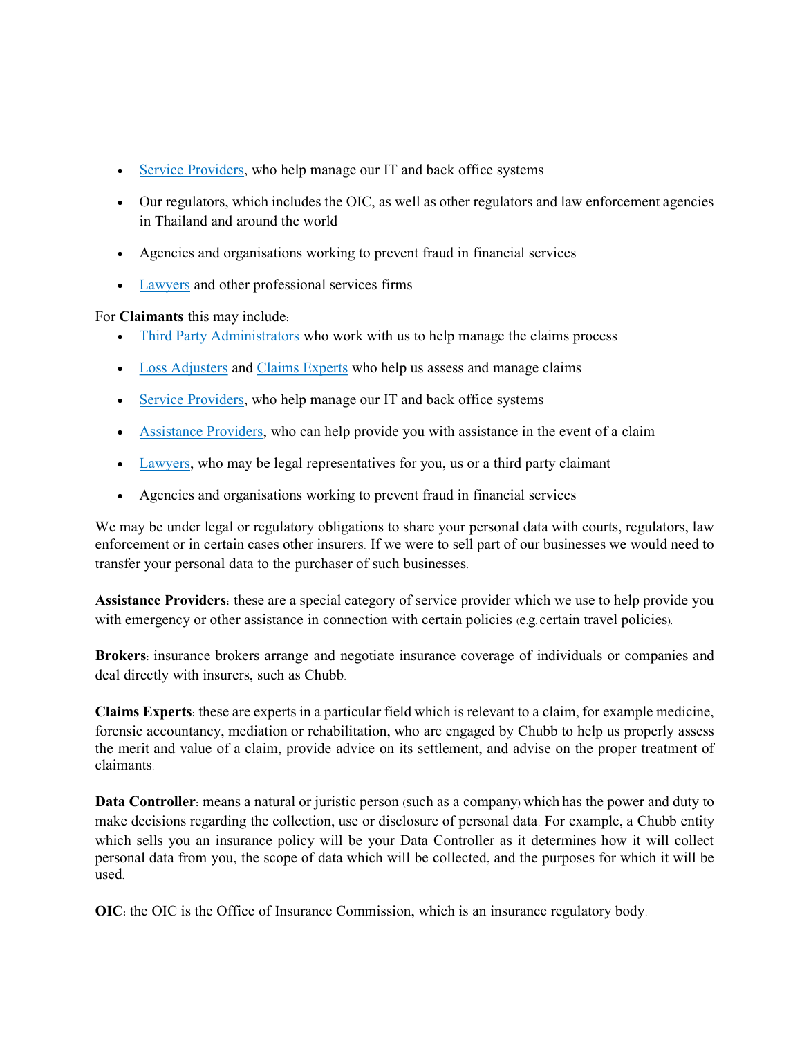- Service Providers, who help manage our IT and back office systems
- Our regulators, which includes the OIC, as well as other regulators and law enforcement agencies in Thailand and around the world
- Agencies and organisations working to prevent fraud in financial services
- Lawyers and other professional services firms

For **Claimants** this may include:

- Third Party Administrators who work with us to help manage the claims process
- Loss Adjusters and Claims Experts who help us assess and manage claims
- Service Providers, who help manage our IT and back office systems
- Assistance Providers, who can help provide you with assistance in the event of a claim
- Lawyers, who may be legal representatives for you, us or a third party claimant
- Agencies and organisations working to prevent fraud in financial services

We may be under legal or regulatory obligations to share your personal data with courts, regulators, law enforcement or in certain cases other insurers. If we were to sell part of our businesses we would need to transfer your personal data to the purchaser of such businesses.

**Assistance Providers**: these are a special category of service provider which we use to help provide you with emergency or other assistance in connection with certain policies (e.g. certain travel policies).

**Brokers**: insurance brokers arrange and negotiate insurance coverage of individuals or companies and deal directly with insurers, such as Chubb.

**Claims Experts**: these are experts in a particular field which is relevant to a claim, for example medicine, forensic accountancy, mediation or rehabilitation, who are engaged by Chubb to help us properly assess the merit and value of a claim, provide advice on its settlement, and advise on the proper treatment of claimants.

**Data Controller**: means a natural or juristic person (such as a company) which has the power and duty to make decisions regarding the collection, use or disclosure of personal data. For example, a Chubb entity which sells you an insurance policy will be your Data Controller as it determines how it will collect personal data from you, the scope of data which will be collected, and the purposes for which it will be used.

**OIC**: the OIC is the Office of Insurance Commission, which is an insurance regulatory body.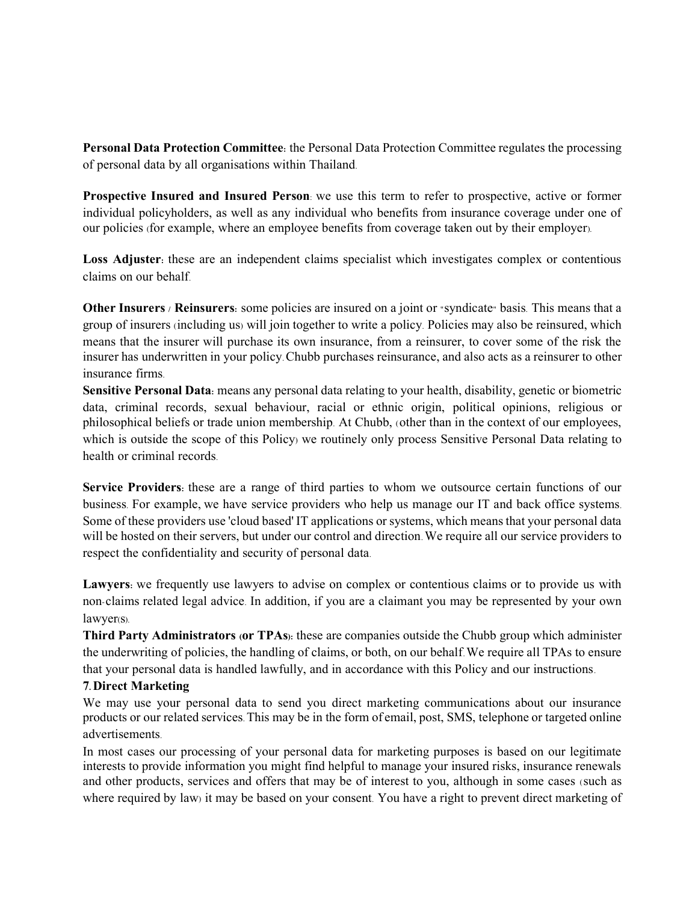**Personal Data Protection Committee**: the Personal Data Protection Committee regulates the processing of personal data by all organisations within Thailand.

**Prospective Insured and Insured Person**: we use this term to refer to prospective, active or former individual policyholders, as well as any individual who benefits from insurance coverage under one of our policies (for example, where an employee benefits from coverage taken out by their employer).

**Loss Adjuster**: these are an independent claims specialist which investigates complex or contentious claims on our behalf.

**Other Insurers / Reinsurers**: some policies are insured on a joint or "syndicate" basis. This means that a group of insurers (including us) will join together to write a policy. Policies may also be reinsured, which means that the insurer will purchase its own insurance, from a reinsurer, to cover some of the risk the insurer has underwritten in your policy. Chubb purchases reinsurance, and also acts as a reinsurer to other insurance firms.

**Sensitive Personal Data**: means any personal data relating to your health, disability, genetic or biometric data, criminal records, sexual behaviour, racial or ethnic origin, political opinions, religious or philosophical beliefs or trade union membership. At Chubb, (other than in the context of our employees, which is outside the scope of this Policy) we routinely only process Sensitive Personal Data relating to health or criminal records.

**Service Providers**: these are a range of third parties to whom we outsource certain functions of our business. For example, we have service providers who help us manage our IT and back office systems. Some of these providers use 'cloud based' IT applications or systems, which means that your personal data will be hosted on their servers, but under our control and direction. We require all our service providers to respect the confidentiality and security of personal data.

**Lawyers**: we frequently use lawyers to advise on complex or contentious claims or to provide us with non-claims related legal advice. In addition, if you are a claimant you may be represented by your own lawyer(s).

**Third Party Administrators (or TPAs)**: these are companies outside the Chubb group which administer the underwriting of policies, the handling of claims, or both, on our behalf. We require all TPAs to ensure that your personal data is handled lawfully, and in accordance with this Policy and our instructions.

**7. Direct Marketing**

We may use your personal data to send you direct marketing communications about our insurance products or our related services. This may be in the form of email, post, SMS, telephone or targeted online advertisements.

In most cases our processing of your personal data for marketing purposes is based on our legitimate interests to provide information you might find helpful to manage your insured risks, insurance renewals and other products, services and offers that may be of interest to you, although in some cases (such as where required by law) it may be based on your consent. You have a right to prevent direct marketing of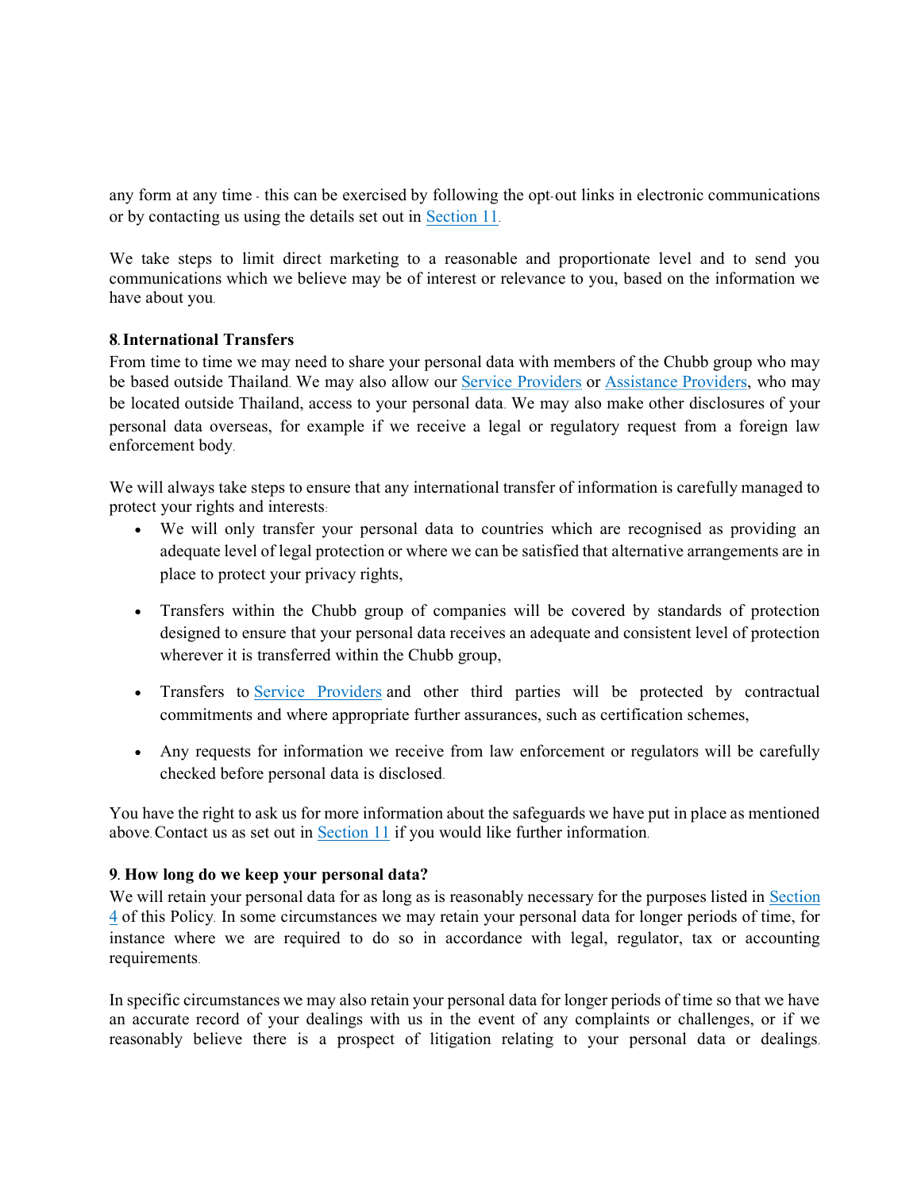any form at any time - this can be exercised by following the opt-out links in electronic communications or by contacting us using the details set out in Section 11.

We take steps to limit direct marketing to a reasonable and proportionate level and to send you communications which we believe may be of interest or relevance to you, based on the information we have about you.

**8. International Transfers**

From time to time we may need to share your personal data with members of the Chubb group who may be based outside Thailand. We may also allow our Service Providers or Assistance Providers, who may be located outside Thailand, access to your personal data. We may also make other disclosures of your personal data overseas, for example if we receive a legal or regulatory request from a foreign law enforcement body.

We will always take steps to ensure that any international transfer of information is carefully managed to protect your rights and interests:

- We will only transfer your personal data to countries which are recognised as providing an adequate level of legal protection or where we can be satisfied that alternative arrangements are in place to protect your privacy rights,
- Transfers within the Chubb group of companies will be covered by standards of protection designed to ensure that your personal data receives an adequate and consistent level of protection wherever it is transferred within the Chubb group,
- Transfers to Service Providers and other third parties will be protected by contractual commitments and where appropriate further assurances, such as certification schemes,
- Any requests for information we receive from law enforcement or regulators will be carefully checked before personal data is disclosed.

You have the right to ask us for more information about the safeguards we have put in place as mentioned above. Contact us as set out in Section 11 if you would like further information.

**9. How long do we keep your personal data?**

We will retain your personal data for as long as is reasonably necessary for the purposes listed in Section 4 of this Policy. In some circumstances we may retain your personal data for longer periods of time, for instance where we are required to do so in accordance with legal, regulator, tax or accounting requirements.

In specific circumstances we may also retain your personal data for longer periods of time so that we have an accurate record of your dealings with us in the event of any complaints or challenges, or if we reasonably believe there is a prospect of litigation relating to your personal data or dealings.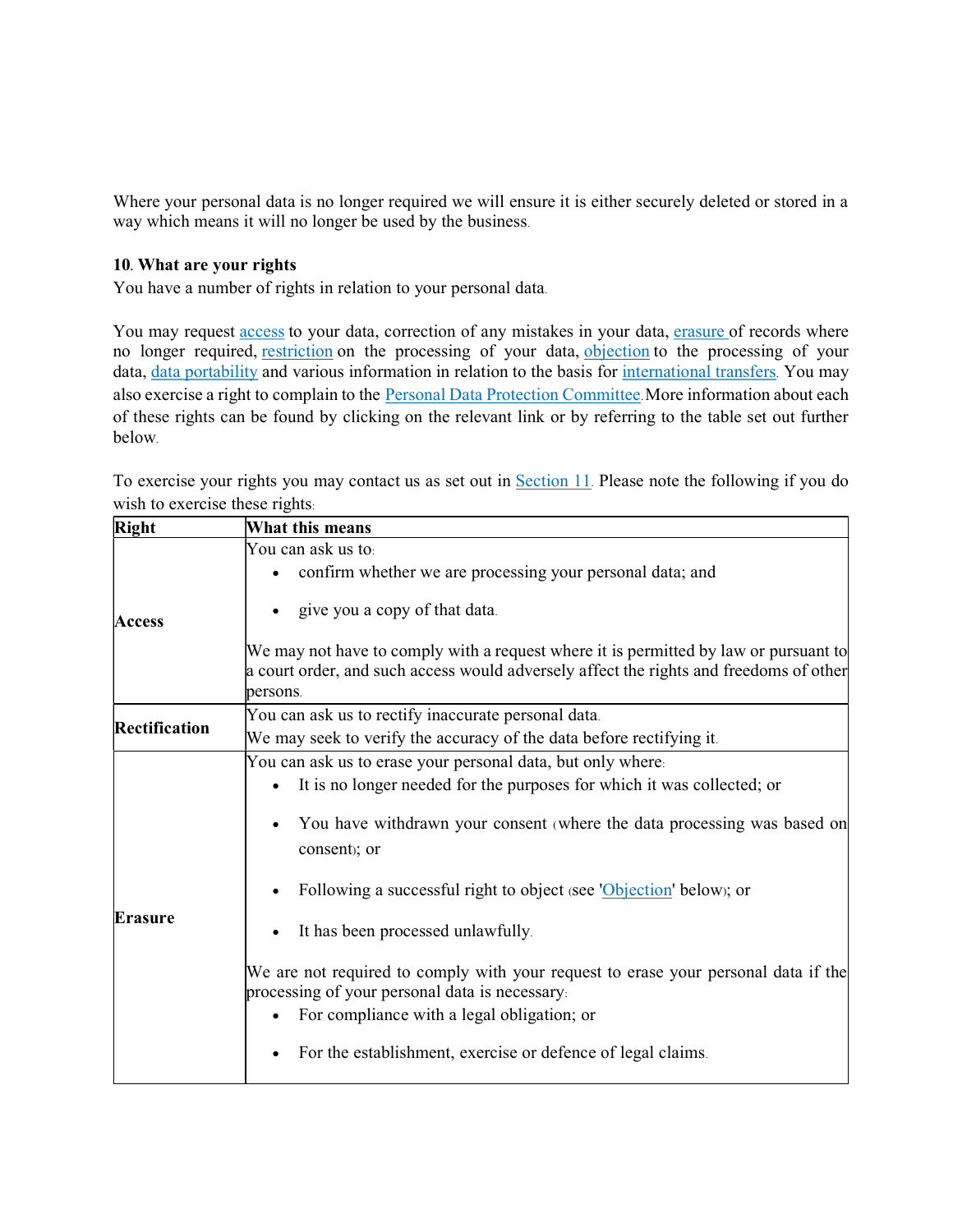Where your personal data is no longer required we will ensure it is either securely deleted or stored in a way which means it will no longer be used by the business.

**10. What are your rights**

You have a number of rights in relation to your personal data.

You may request access to your data, correction of any mistakes in your data, erasure of records where no longer required, restriction on the processing of your data, objection to the processing of your data, data portability and various information in relation to the basis for international transfers. You may also exercise a right to complain to the Personal Data Protection Committee. More information about each of these rights can be found by clicking on the relevant link or by referring to the table set out further below.

To exercise your rights you may contact us as set out in Section 11. Please note the following if you do wish to exercise these rights:

| Right | What this means |
|---|---|
| **Access** | You can ask us to:<br>• confirm whether we are processing your personal data; and<br>• give you a copy of that data.<br><br>We may not have to comply with a request where it is permitted by law or pursuant to a court order, and such access would adversely affect the rights and freedoms of other persons. |
| **Rectification** | You can ask us to rectify inaccurate personal data.<br>We may seek to verify the accuracy of the data before rectifying it. |
| **Erasure** | You can ask us to erase your personal data, but only where:<br>• It is no longer needed for the purposes for which it was collected; or<br>• You have withdrawn your consent (where the data processing was based on consent); or<br>• Following a successful right to object (see 'Objection' below); or<br>• It has been processed unlawfully.<br><br>We are not required to comply with your request to erase your personal data if the processing of your personal data is necessary:<br>• For compliance with a legal obligation; or<br>• For the establishment, exercise or defence of legal claims. |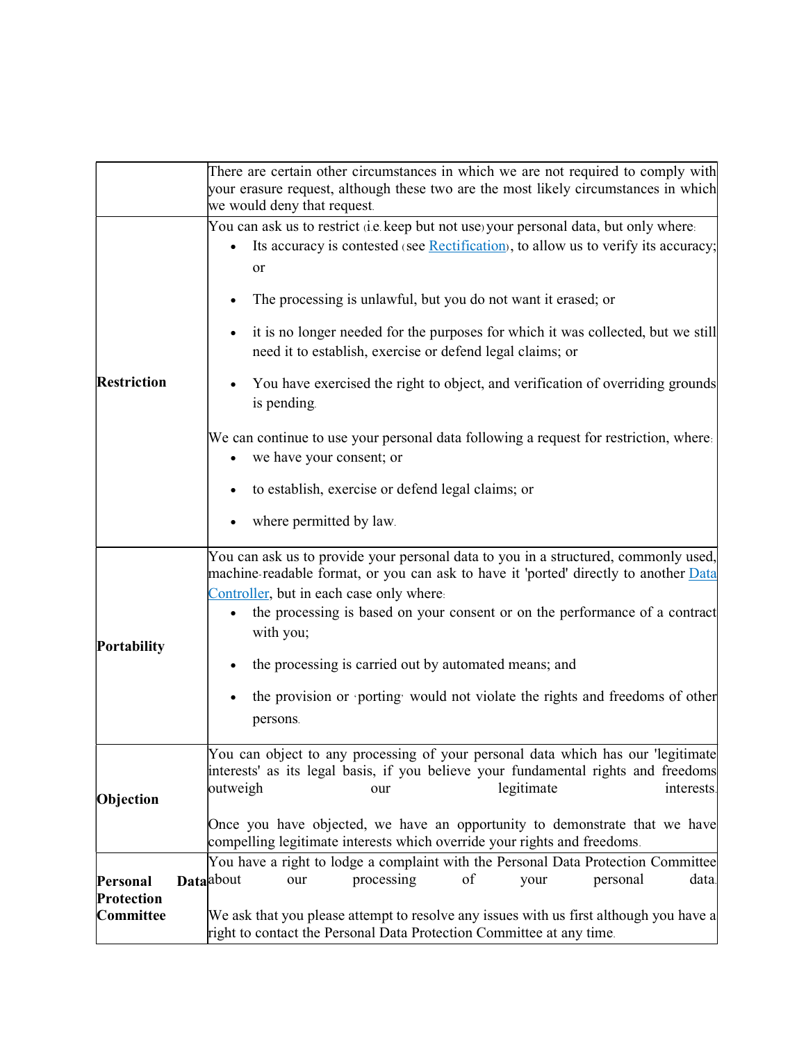| | |
|---|---|
| | There are certain other circumstances in which we are not required to comply with your erasure request, although these two are the most likely circumstances in which we would deny that request. |
| **Restriction** | You can ask us to restrict (i.e. keep but not use) your personal data, but only where:<br>• Its accuracy is contested (see Rectification), to allow us to verify its accuracy; or<br>• The processing is unlawful, but you do not want it erased; or<br>• it is no longer needed for the purposes for which it was collected, but we still need it to establish, exercise or defend legal claims; or<br>• You have exercised the right to object, and verification of overriding grounds is pending.<br><br>We can continue to use your personal data following a request for restriction, where:<br>• we have your consent; or<br>• to establish, exercise or defend legal claims; or<br>• where permitted by law. |
| **Portability** | You can ask us to provide your personal data to you in a structured, commonly used, machine-readable format, or you can ask to have it 'ported' directly to another Data Controller, but in each case only where:<br>• the processing is based on your consent or on the performance of a contract with you;<br>• the processing is carried out by automated means; and<br>• the provision or 'porting' would not violate the rights and freedoms of other persons. |
| **Objection** | You can object to any processing of your personal data which has our 'legitimate interests' as its legal basis, if you believe your fundamental rights and freedoms outweigh our legitimate interests.<br><br>Once you have objected, we have an opportunity to demonstrate that we have compelling legitimate interests which override your rights and freedoms. |
| **Personal Data Protection Committee** | You have a right to lodge a complaint with the Personal Data Protection Committee about our processing of your personal data.<br><br>We ask that you please attempt to resolve any issues with us first although you have a right to contact the Personal Data Protection Committee at any time. |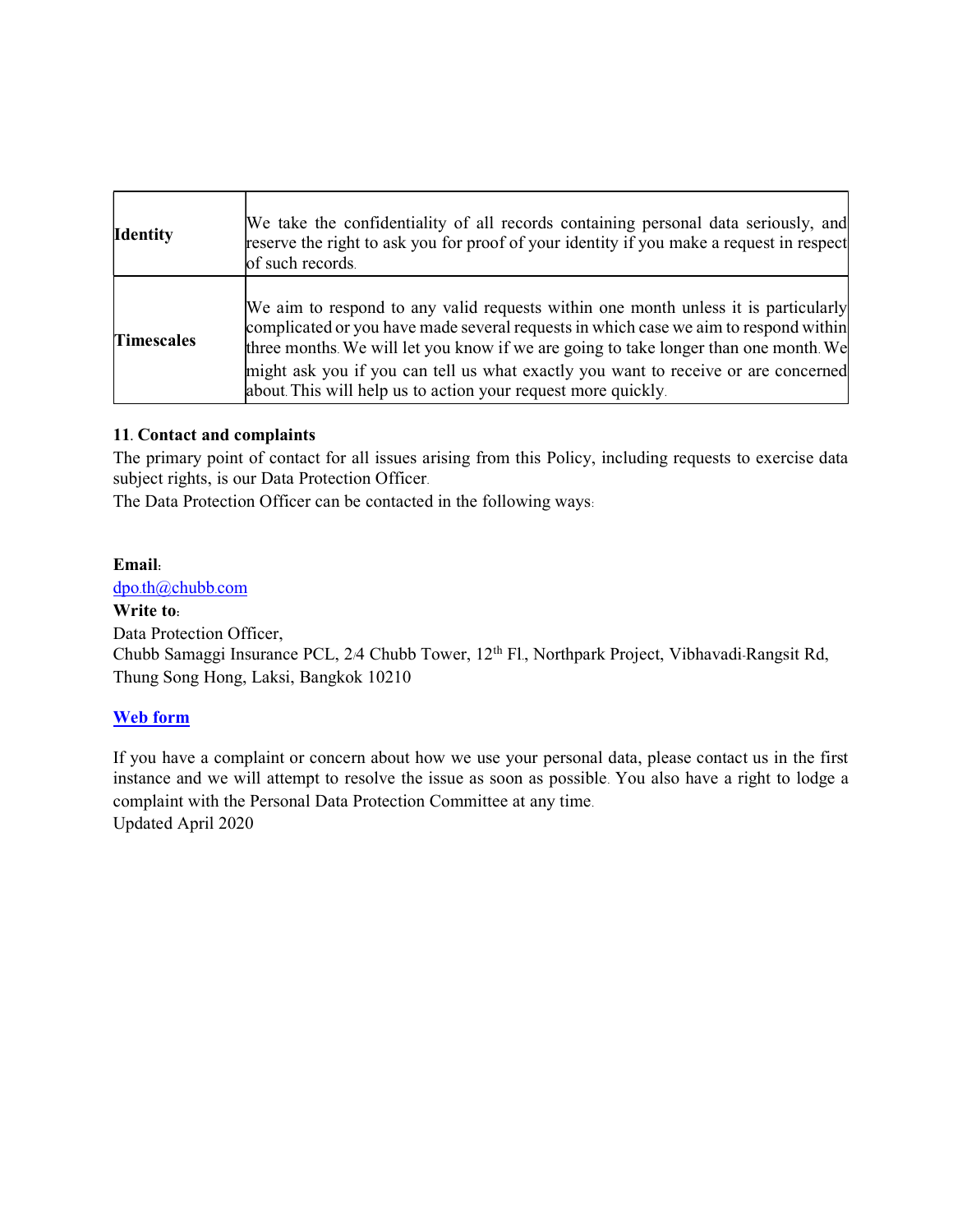| | |
|---|---|
| **Identity** | We take the confidentiality of all records containing personal data seriously, and reserve the right to ask you for proof of your identity if you make a request in respect of such records. |
| **Timescales** | We aim to respond to any valid requests within one month unless it is particularly complicated or you have made several requests in which case we aim to respond within three months. We will let you know if we are going to take longer than one month. We might ask you if you can tell us what exactly you want to receive or are concerned about. This will help us to action your request more quickly. |

**11. Contact and complaints**

The primary point of contact for all issues arising from this Policy, including requests to exercise data subject rights, is our Data Protection Officer.

The Data Protection Officer can be contacted in the following ways:

**Email:**

dpo.th@chubb.com

**Write to:**

Data Protection Officer,

Chubb Samaggi Insurance PCL, 2/4 Chubb Tower, 12th Fl., Northpark Project, Vibhavadi-Rangsit Rd, Thung Song Hong, Laksi, Bangkok 10210

**Web form**

If you have a complaint or concern about how we use your personal data, please contact us in the first instance and we will attempt to resolve the issue as soon as possible. You also have a right to lodge a complaint with the Personal Data Protection Committee at any time.

Updated April 2020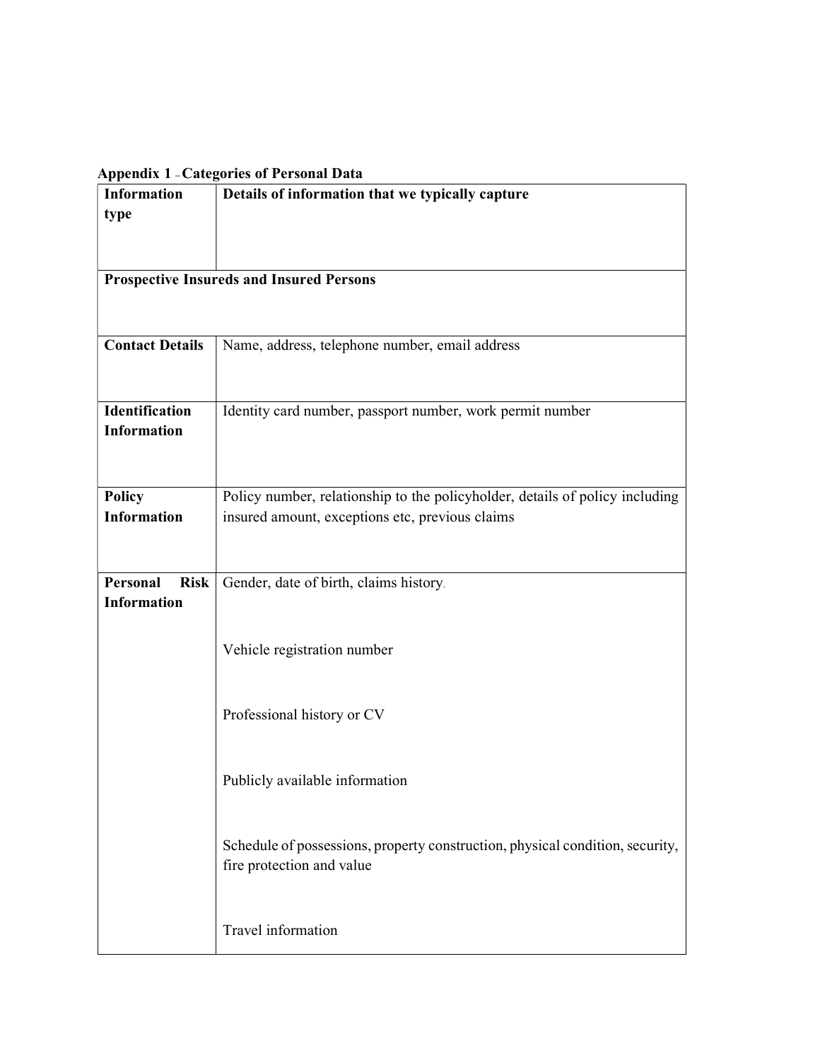**Appendix 1 – Categories of Personal Data**

| **Information type** | **Details of information that we typically capture** |
|---|---|
| **Prospective Insureds and Insured Persons** | |
| **Contact Details** | Name, address, telephone number, email address |
| **Identification Information** | Identity card number, passport number, work permit number |
| **Policy Information** | Policy number, relationship to the policyholder, details of policy including insured amount, exceptions etc, previous claims |
| **Personal Risk Information** | Gender, date of birth, claims history.<br><br>Vehicle registration number<br><br>Professional history or CV<br><br>Publicly available information<br><br>Schedule of possessions, property construction, physical condition, security, fire protection and value<br><br>Travel information |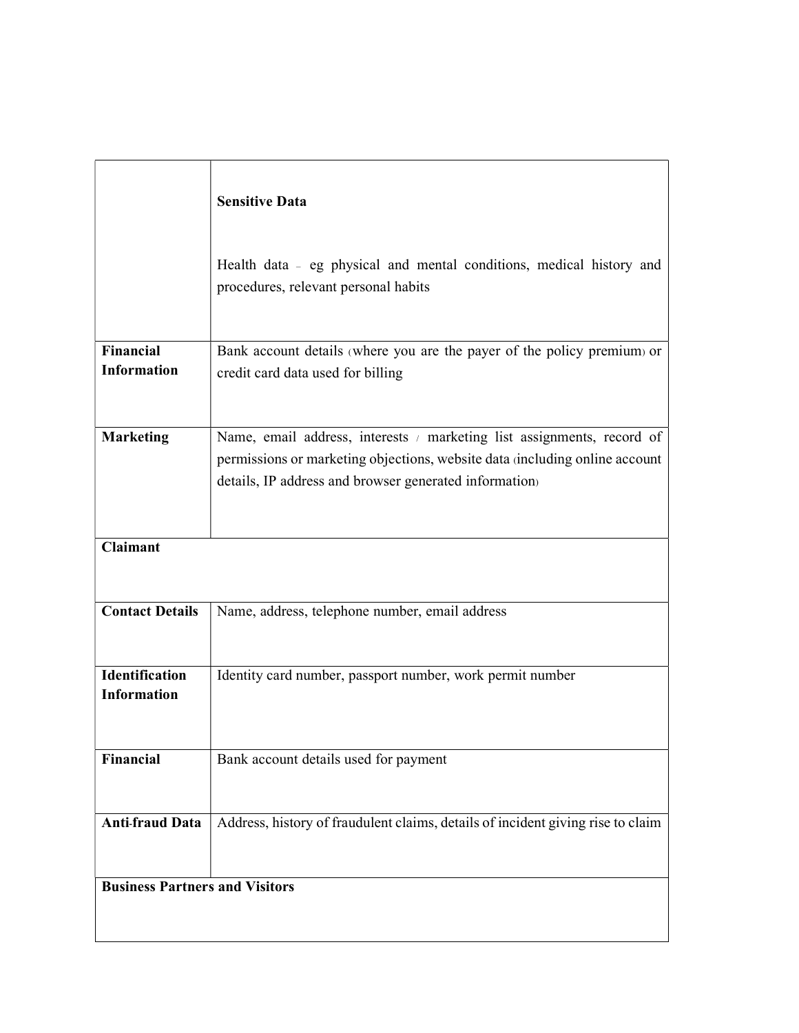| | |
|---|---|
| | **Sensitive Data**<br><br>Health data – eg physical and mental conditions, medical history and procedures, relevant personal habits |
| **Financial Information** | Bank account details (where you are the payer of the policy premium) or credit card data used for billing |
| **Marketing** | Name, email address, interests / marketing list assignments, record of permissions or marketing objections, website data (including online account details, IP address and browser generated information) |
| **Claimant** | |
| **Contact Details** | Name, address, telephone number, email address |
| **Identification Information** | Identity card number, passport number, work permit number |
| **Financial** | Bank account details used for payment |
| **Anti-fraud Data** | Address, history of fraudulent claims, details of incident giving rise to claim |
| **Business Partners and Visitors** | |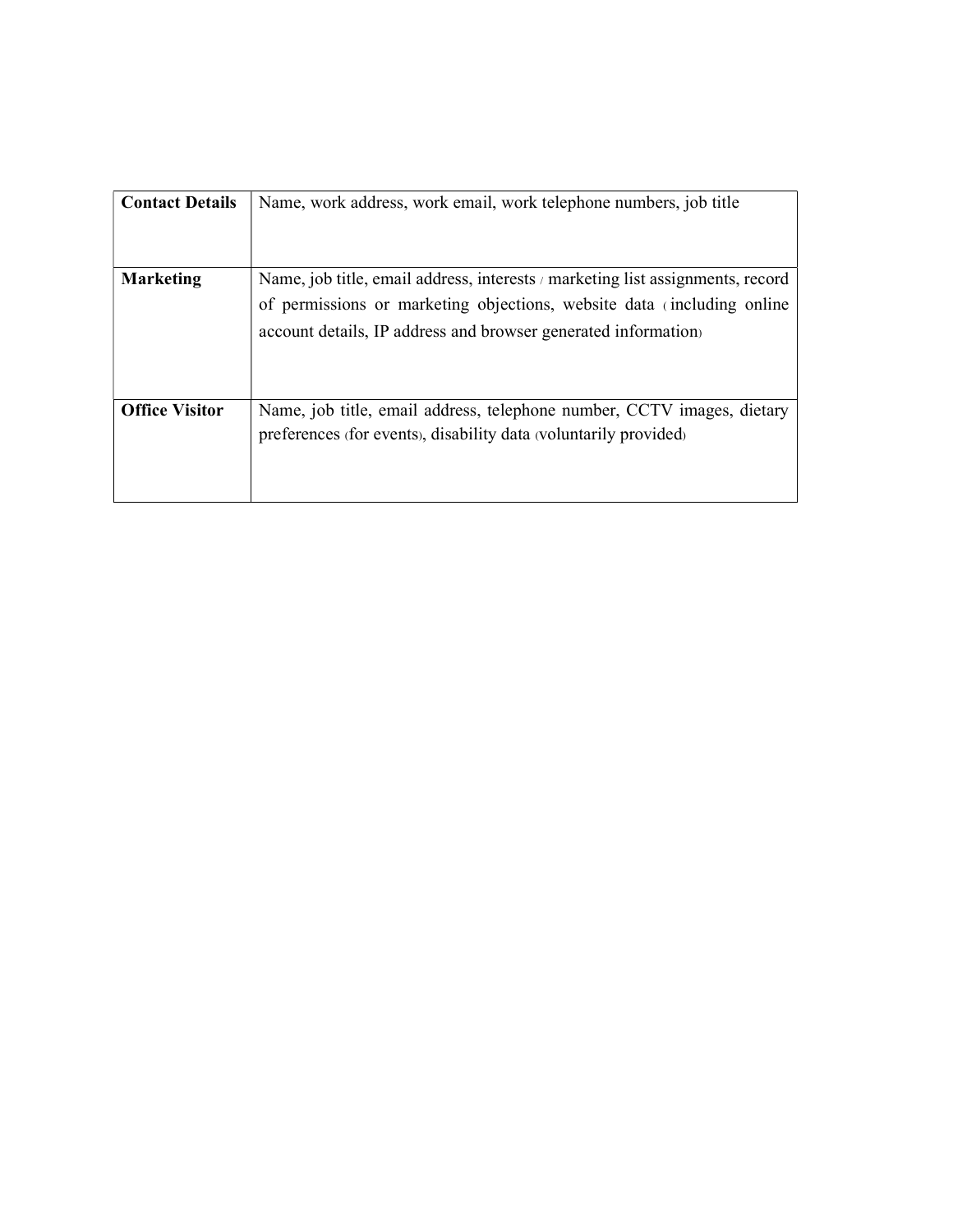| **Contact Details** | Name, work address, work email, work telephone numbers, job title |
|---|---|
| **Marketing** | Name, job title, email address, interests / marketing list assignments, record of permissions or marketing objections, website data (including online account details, IP address and browser generated information) |
| **Office Visitor** | Name, job title, email address, telephone number, CCTV images, dietary preferences (for events), disability data (voluntarily provided) |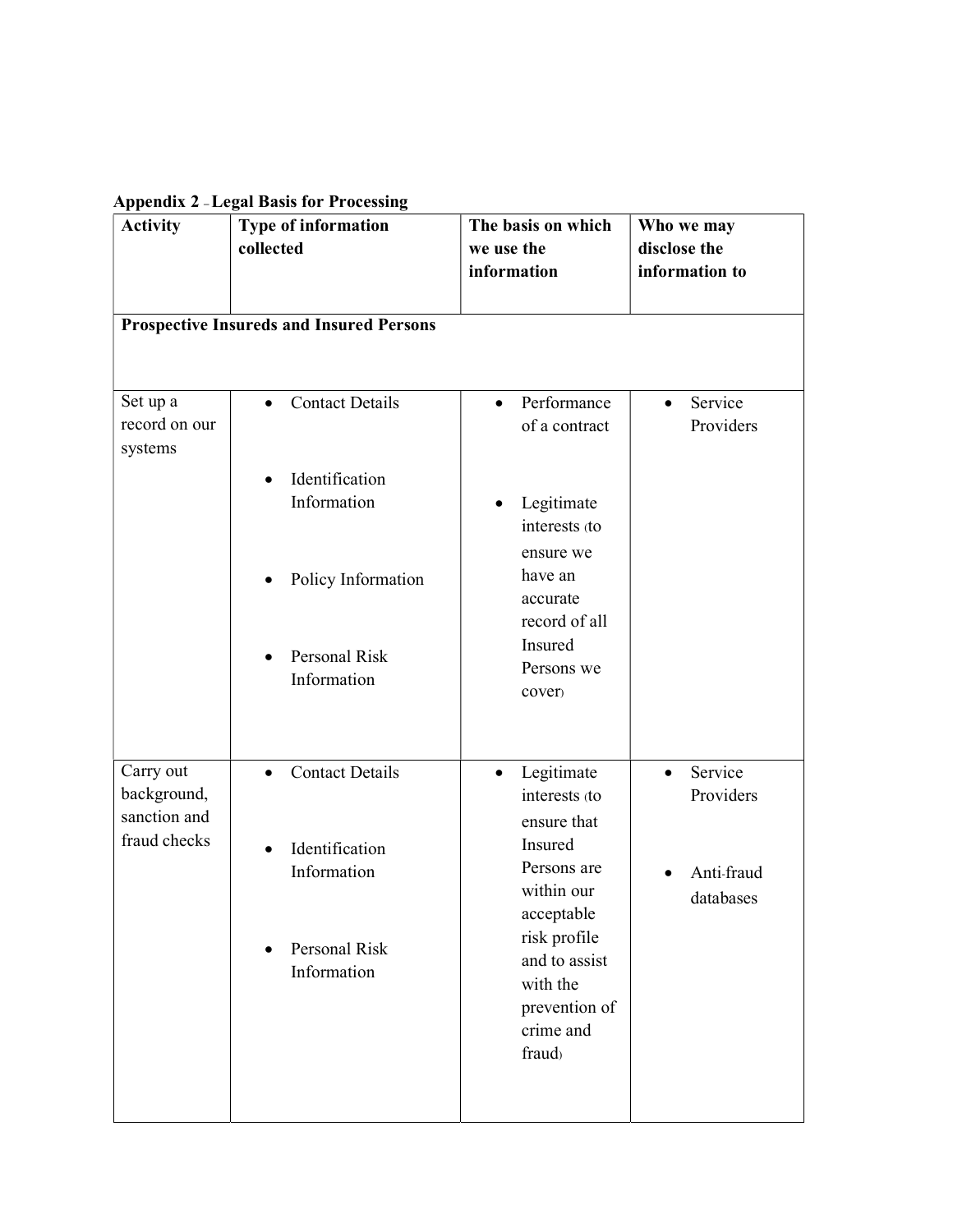**Appendix 2 – Legal Basis for Processing**

| Activity | Type of information collected | The basis on which we use the information | Who we may disclose the information to |
|---|---|---|---|
| **Prospective Insureds and Insured Persons** | | | |
| Set up a record on our systems | • Contact Details<br>• Identification Information<br>• Policy Information<br>• Personal Risk Information | • Performance of a contract<br>• Legitimate interests (to ensure we have an accurate record of all Insured Persons we cover) | • Service Providers |
| Carry out background, sanction and fraud checks | • Contact Details<br>• Identification Information<br>• Personal Risk Information | • Legitimate interests (to ensure that Insured Persons are within our acceptable risk profile and to assist with the prevention of crime and fraud) | • Service Providers<br>• Anti-fraud databases |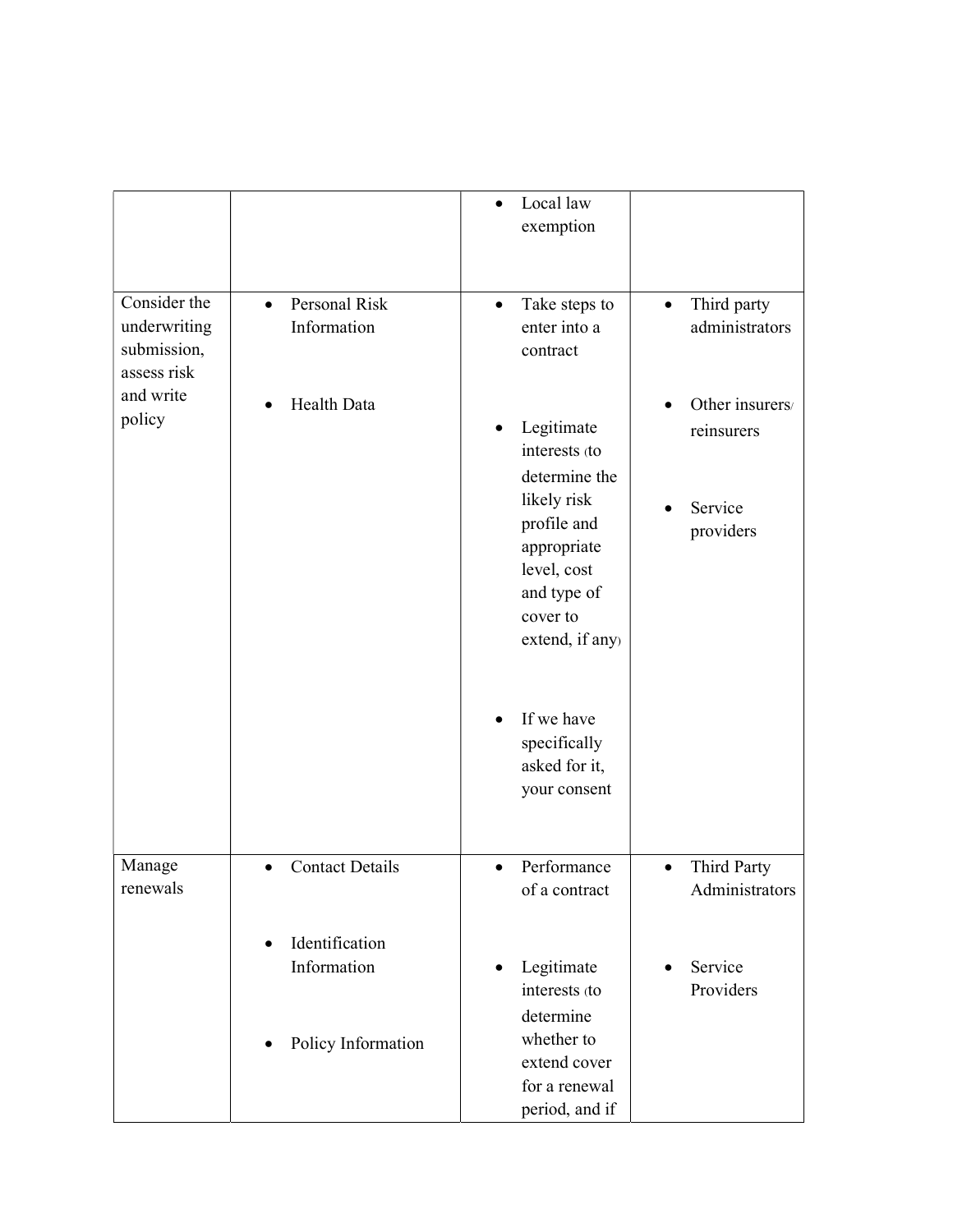| | | | |
|---|---|---|---|
| | | • Local law exemption | |
| Consider the underwriting submission, assess risk and write policy | • Personal Risk Information<br><br>• Health Data | • Take steps to enter into a contract<br><br>• Legitimate interests (to determine the likely risk profile and appropriate level, cost and type of cover to extend, if any)<br><br>• If we have specifically asked for it, your consent | • Third party administrators<br><br>• Other insurers/ reinsurers<br><br>• Service providers |
| Manage renewals | • Contact Details<br><br>• Identification Information<br><br>• Policy Information | • Performance of a contract<br><br>• Legitimate interests (to determine whether to extend cover for a renewal period, and if | • Third Party Administrators<br><br>• Service Providers |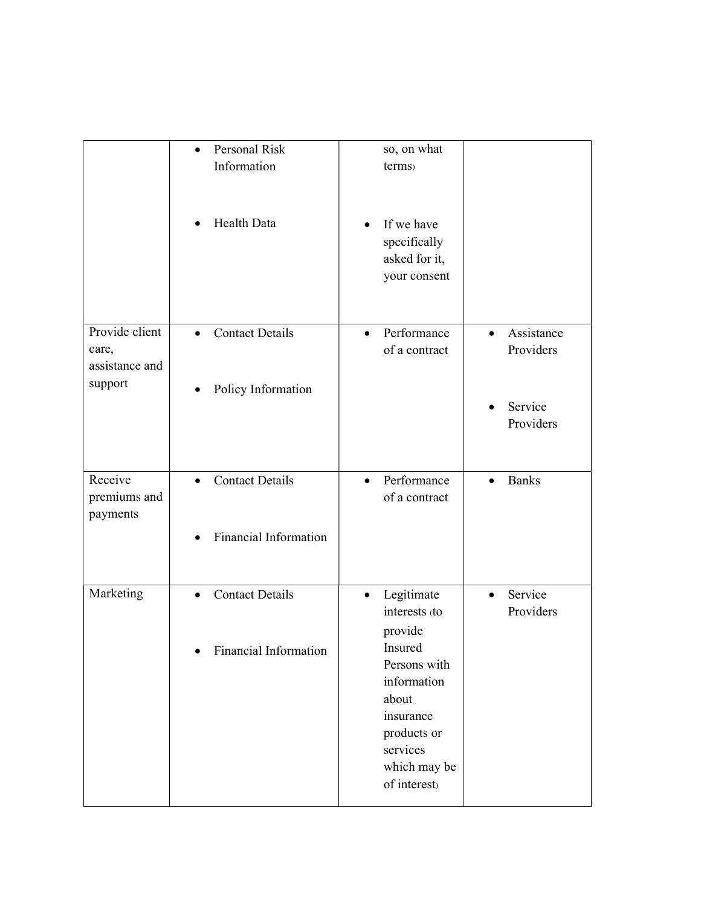|  |  |  |  |
|---|---|---|---|
|  | • Personal Risk Information<br><br>• Health Data | so, on what terms)<br><br>• If we have specifically asked for it, your consent |  |
| Provide client care, assistance and support | • Contact Details<br><br>• Policy Information | • Performance of a contract | • Assistance Providers<br><br>• Service Providers |
| Receive premiums and payments | • Contact Details<br><br>• Financial Information | • Performance of a contract | • Banks |
| Marketing | • Contact Details<br><br>• Financial Information | • Legitimate interests (to provide Insured Persons with information about insurance products or services which may be of interest) | • Service Providers |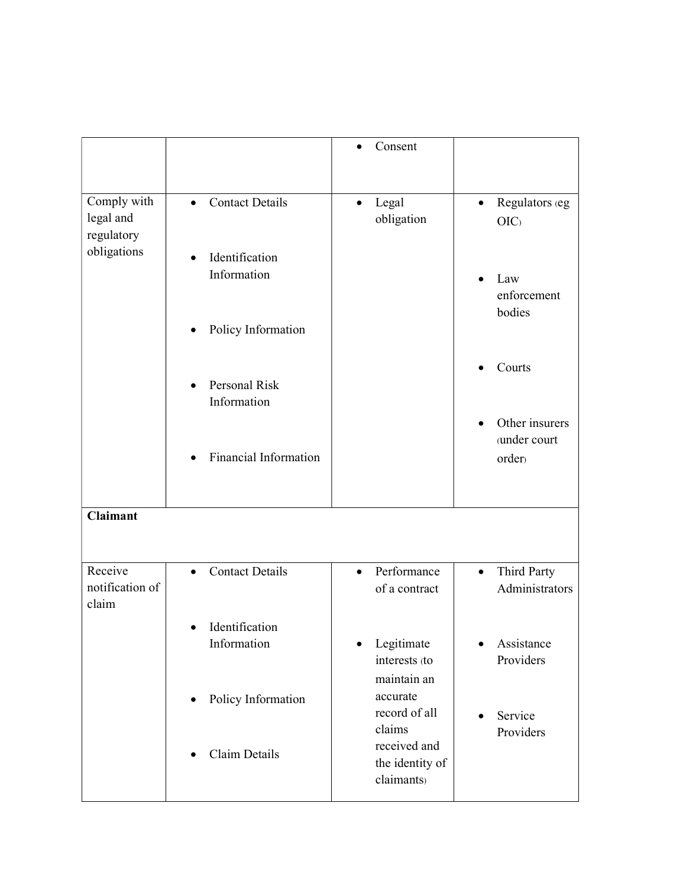| | | | |
|---|---|---|---|
| | | • Consent | |
| Comply with legal and regulatory obligations | • Contact Details<br>• Identification Information<br>• Policy Information<br>• Personal Risk Information<br>• Financial Information | • Legal obligation | • Regulators (eg OIC)<br>• Law enforcement bodies<br>• Courts<br>• Other insurers (under court order) |
| **Claimant** | | | |
| Receive notification of claim | • Contact Details<br>• Identification Information<br>• Policy Information<br>• Claim Details | • Performance of a contract<br>• Legitimate interests (to maintain an accurate record of all claims received and the identity of claimants) | • Third Party Administrators<br>• Assistance Providers<br>• Service Providers |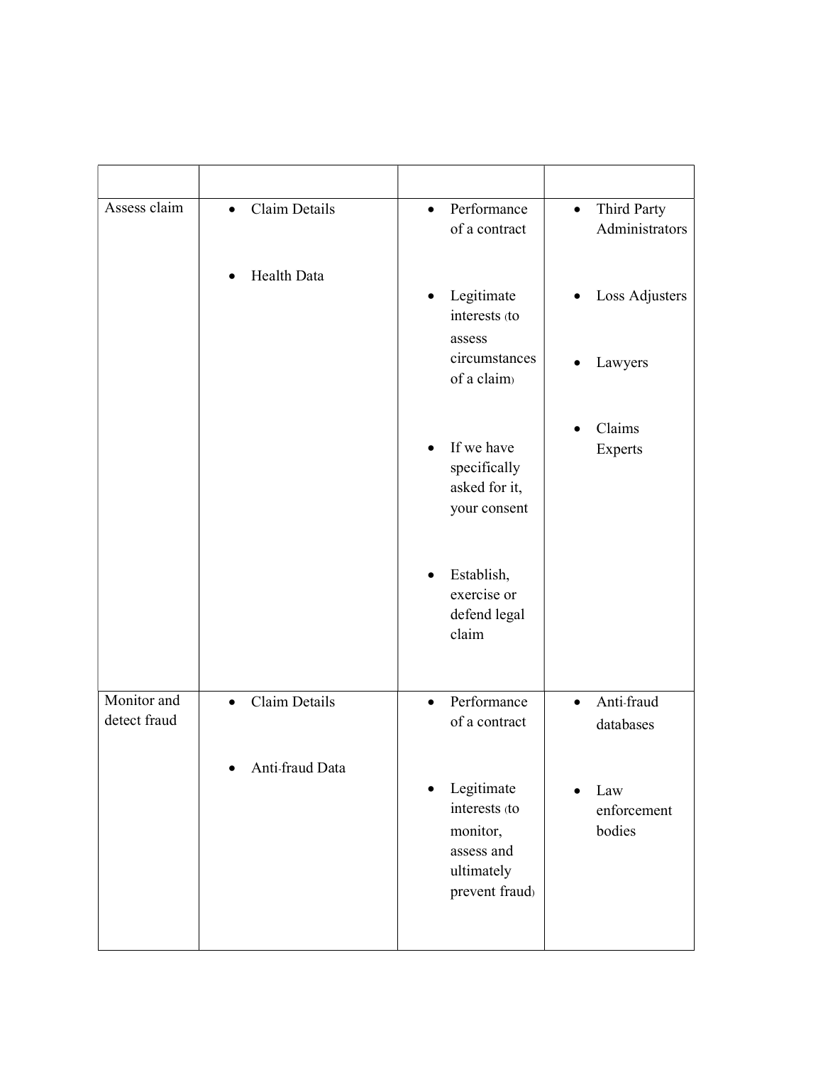| | | | |
|---|---|---|---|
| Assess claim | • Claim Details<br>• Health Data | • Performance of a contract<br>• Legitimate interests (to assess circumstances of a claim)<br>• If we have specifically asked for it, your consent<br>• Establish, exercise or defend legal claim | • Third Party Administrators<br>• Loss Adjusters<br>• Lawyers<br>• Claims Experts |
| Monitor and detect fraud | • Claim Details<br>• Anti-fraud Data | • Performance of a contract<br>• Legitimate interests (to monitor, assess and ultimately prevent fraud) | • Anti-fraud databases<br>• Law enforcement bodies |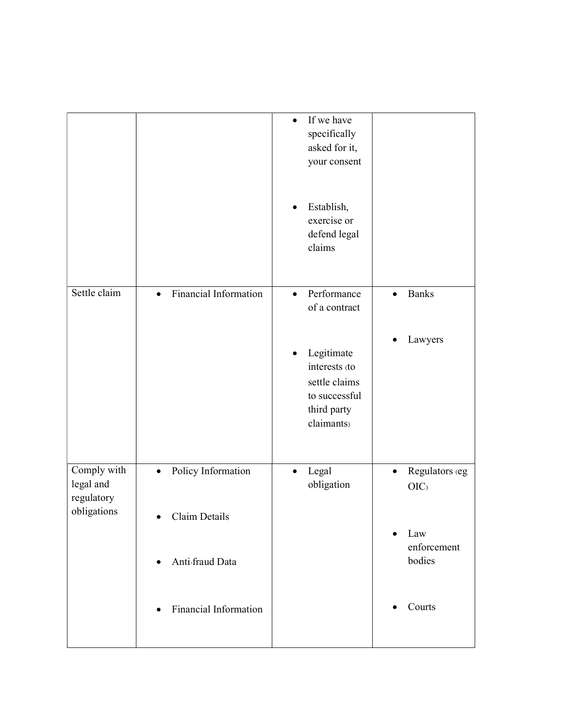| | | | |
|---|---|---|---|
| | | • If we have specifically asked for it, your consent<br><br>• Establish, exercise or defend legal claims | |
| Settle claim | • Financial Information | • Performance of a contract<br><br>• Legitimate interests (to settle claims to successful third party claimants) | • Banks<br><br>• Lawyers |
| Comply with legal and regulatory obligations | • Policy Information<br><br>• Claim Details<br><br>• Anti-fraud Data<br><br>• Financial Information | • Legal obligation | • Regulators (eg OIC)<br><br>• Law enforcement bodies<br><br>• Courts |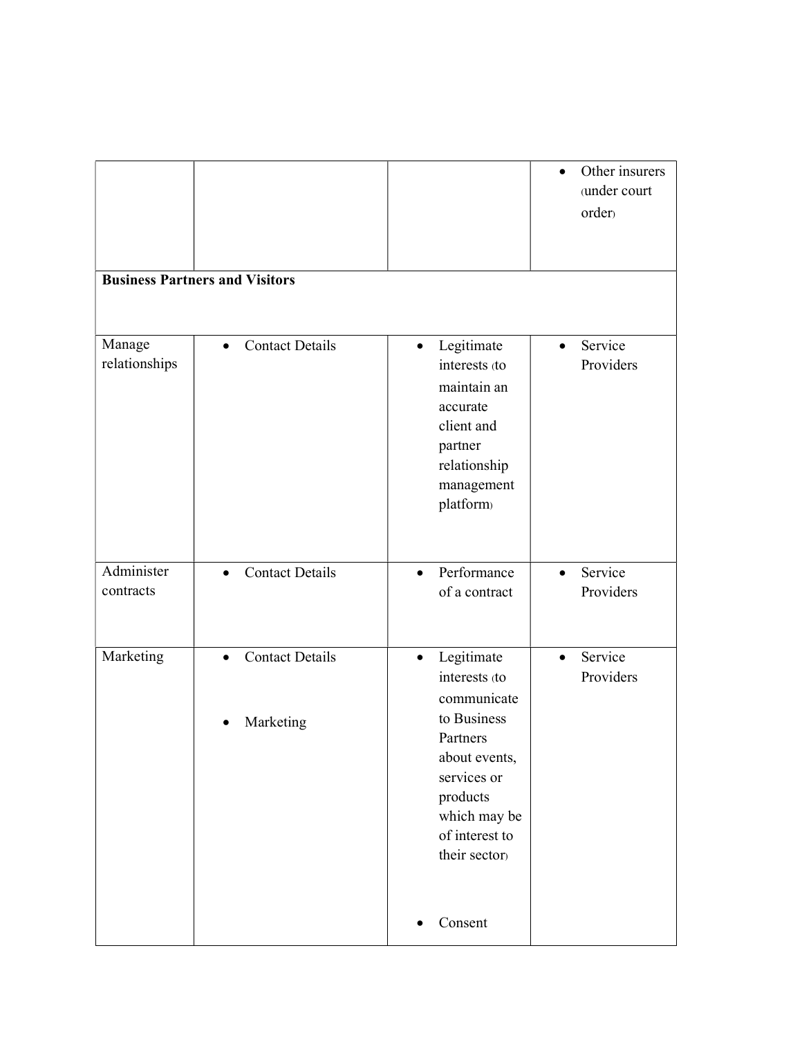| | | | |
|---|---|---|---|
| | | | • Other insurers (under court order) |
| **Business Partners and Visitors** | | | |
| Manage relationships | • Contact Details | • Legitimate interests (to maintain an accurate client and partner relationship management platform) | • Service Providers |
| Administer contracts | • Contact Details | • Performance of a contract | • Service Providers |
| Marketing | • Contact Details<br><br>• Marketing | • Legitimate interests (to communicate to Business Partners about events, services or products which may be of interest to their sector)<br><br>• Consent | • Service Providers |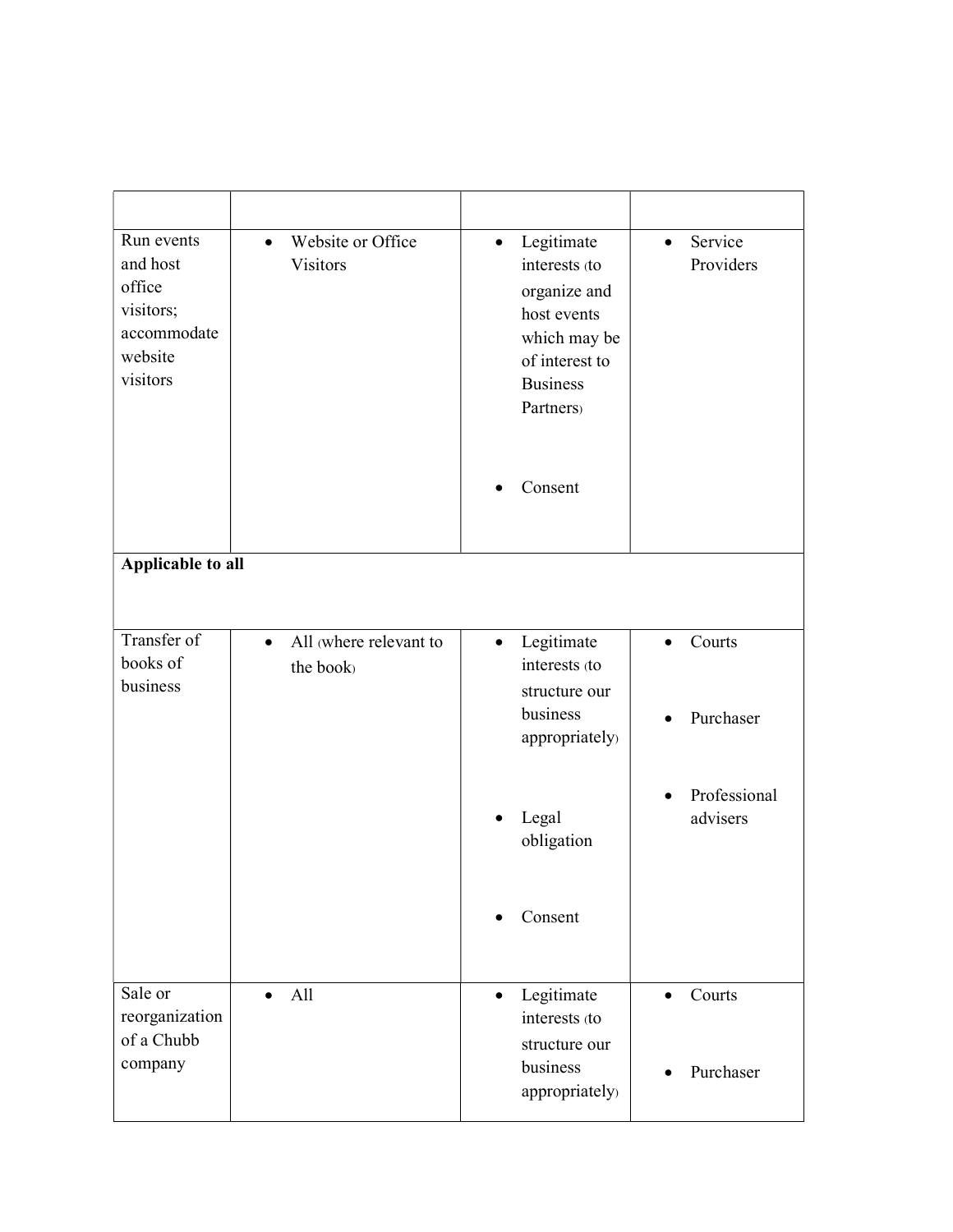| | | | |
|---|---|---|---|
| Run events and host office visitors; accommodate website visitors | • Website or Office Visitors | • Legitimate interests (to organize and host events which may be of interest to Business Partners)<br><br>• Consent | • Service Providers |
| **Applicable to all** | | | |
| Transfer of books of business | • All (where relevant to the book) | • Legitimate interests (to structure our business appropriately)<br><br>• Legal obligation<br><br>• Consent | • Courts<br><br>• Purchaser<br><br>• Professional advisers |
| Sale or reorganization of a Chubb company | • All | • Legitimate interests (to structure our business appropriately) | • Courts<br><br>• Purchaser |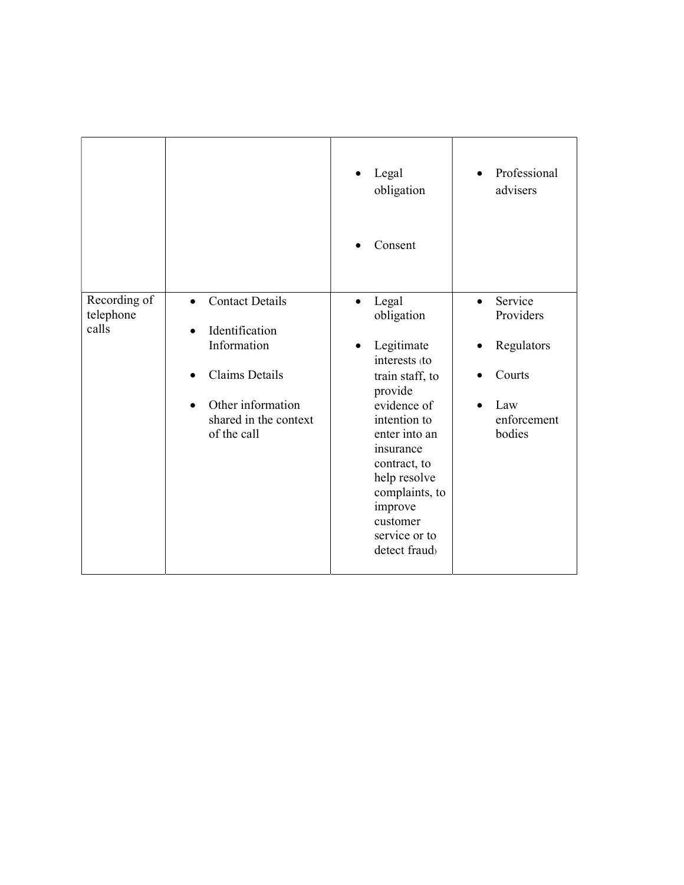| | | | |
|---|---|---|---|
| | | • Legal obligation<br><br>• Consent | • Professional advisers |
| Recording of telephone calls | • Contact Details<br><br>• Identification Information<br><br>• Claims Details<br><br>• Other information shared in the context of the call | • Legal obligation<br><br>• Legitimate interests (to train staff, to provide evidence of intention to enter into an insurance contract, to help resolve complaints, to improve customer service or to detect fraud) | • Service Providers<br><br>• Regulators<br><br>• Courts<br><br>• Law enforcement bodies |